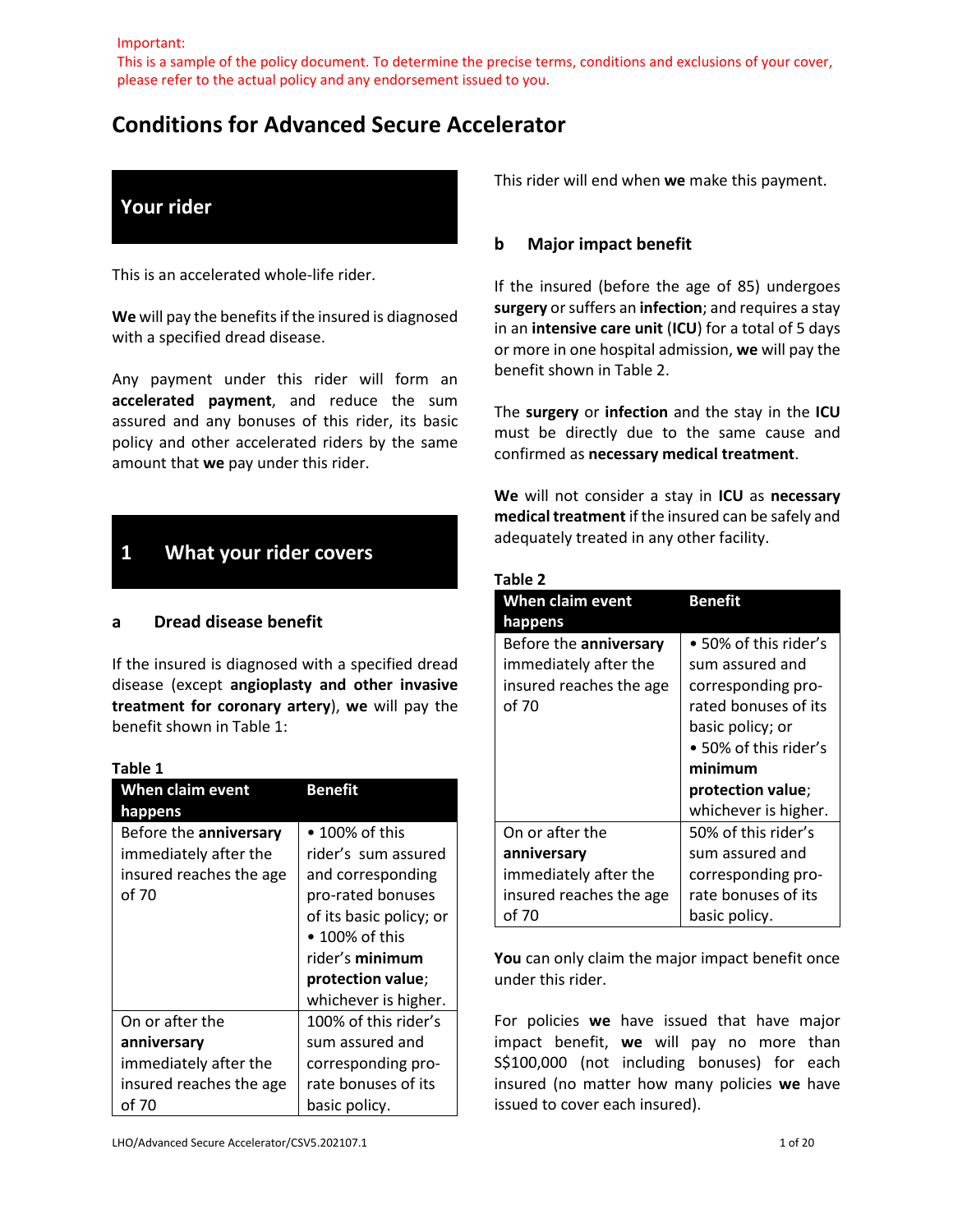Important:
This is a sample of the policy document. To determine the precise terms, conditions and exclusions of your cover, please refer to the actual policy and any endorsement issued to you.

# Conditions for Advanced Secure Accelerator

## Your rider

This is an accelerated whole-life rider.

**We** will pay the benefits if the insured is diagnosed with a specified dread disease.

Any payment under this rider will form an **accelerated payment**, and reduce the sum assured and any bonuses of this rider, its basic policy and other accelerated riders by the same amount that **we** pay under this rider.

## 1 What your rider covers

### a Dread disease benefit

If the insured is diagnosed with a specified dread disease (except **angioplasty and other invasive treatment for coronary artery**), **we** will pay the benefit shown in Table 1:

**Table 1**

| When claim event happens | Benefit |
|---|---|
| Before the **anniversary** immediately after the insured reaches the age of 70 | • 100% of this rider's sum assured and corresponding pro-rated bonuses of its basic policy; or<br>• 100% of this rider's **minimum protection value**;<br>whichever is higher. |
| On or after the **anniversary** immediately after the insured reaches the age of 70 | 100% of this rider's sum assured and corresponding pro-rate bonuses of its basic policy. |

This rider will end when **we** make this payment.

### b Major impact benefit

If the insured (before the age of 85) undergoes **surgery** or suffers an **infection**; and requires a stay in an **intensive care unit** (**ICU**) for a total of 5 days or more in one hospital admission, **we** will pay the benefit shown in Table 2.

The **surgery** or **infection** and the stay in the **ICU** must be directly due to the same cause and confirmed as **necessary medical treatment**.

**We** will not consider a stay in **ICU** as **necessary medical treatment** if the insured can be safely and adequately treated in any other facility.

**Table 2**

| When claim event happens | Benefit |
|---|---|
| Before the **anniversary** immediately after the insured reaches the age of 70 | • 50% of this rider's sum assured and corresponding pro-rated bonuses of its basic policy; or<br>• 50% of this rider's **minimum protection value**;<br>whichever is higher. |
| On or after the **anniversary** immediately after the insured reaches the age of 70 | 50% of this rider's sum assured and corresponding pro-rate bonuses of its basic policy. |

**You** can only claim the major impact benefit once under this rider.

For policies **we** have issued that have major impact benefit, **we** will pay no more than S$100,000 (not including bonuses) for each insured (no matter how many policies **we** have issued to cover each insured).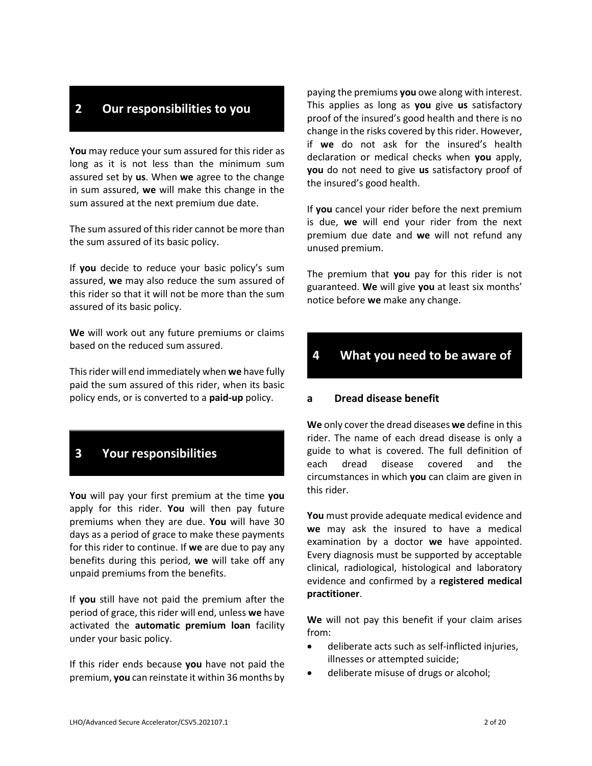## 2 Our responsibilities to you

**You** may reduce your sum assured for this rider as long as it is not less than the minimum sum assured set by **us**. When **we** agree to the change in sum assured, **we** will make this change in the sum assured at the next premium due date.

The sum assured of this rider cannot be more than the sum assured of its basic policy.

If **you** decide to reduce your basic policy's sum assured, **we** may also reduce the sum assured of this rider so that it will not be more than the sum assured of its basic policy.

**We** will work out any future premiums or claims based on the reduced sum assured.

This rider will end immediately when **we** have fully paid the sum assured of this rider, when its basic policy ends, or is converted to a **paid-up** policy.

## 3 Your responsibilities

**You** will pay your first premium at the time **you** apply for this rider. **You** will then pay future premiums when they are due. **You** will have 30 days as a period of grace to make these payments for this rider to continue. If **we** are due to pay any benefits during this period, **we** will take off any unpaid premiums from the benefits.

If **you** still have not paid the premium after the period of grace, this rider will end, unless **we** have activated the **automatic premium loan** facility under your basic policy.

If this rider ends because **you** have not paid the premium, **you** can reinstate it within 36 months by paying the premiums **you** owe along with interest. This applies as long as **you** give **us** satisfactory proof of the insured's good health and there is no change in the risks covered by this rider. However, if **we** do not ask for the insured's health declaration or medical checks when **you** apply, **you** do not need to give **us** satisfactory proof of the insured's good health.

If **you** cancel your rider before the next premium is due, **we** will end your rider from the next premium due date and **we** will not refund any unused premium.

The premium that **you** pay for this rider is not guaranteed. **We** will give **you** at least six months' notice before **we** make any change.

## 4 What you need to be aware of

### a Dread disease benefit

**We** only cover the dread diseases **we** define in this rider. The name of each dread disease is only a guide to what is covered. The full definition of each dread disease covered and the circumstances in which **you** can claim are given in this rider.

**You** must provide adequate medical evidence and **we** may ask the insured to have a medical examination by a doctor **we** have appointed. Every diagnosis must be supported by acceptable clinical, radiological, histological and laboratory evidence and confirmed by a **registered medical practitioner**.

**We** will not pay this benefit if your claim arises from:

- deliberate acts such as self-inflicted injuries, illnesses or attempted suicide;
- deliberate misuse of drugs or alcohol;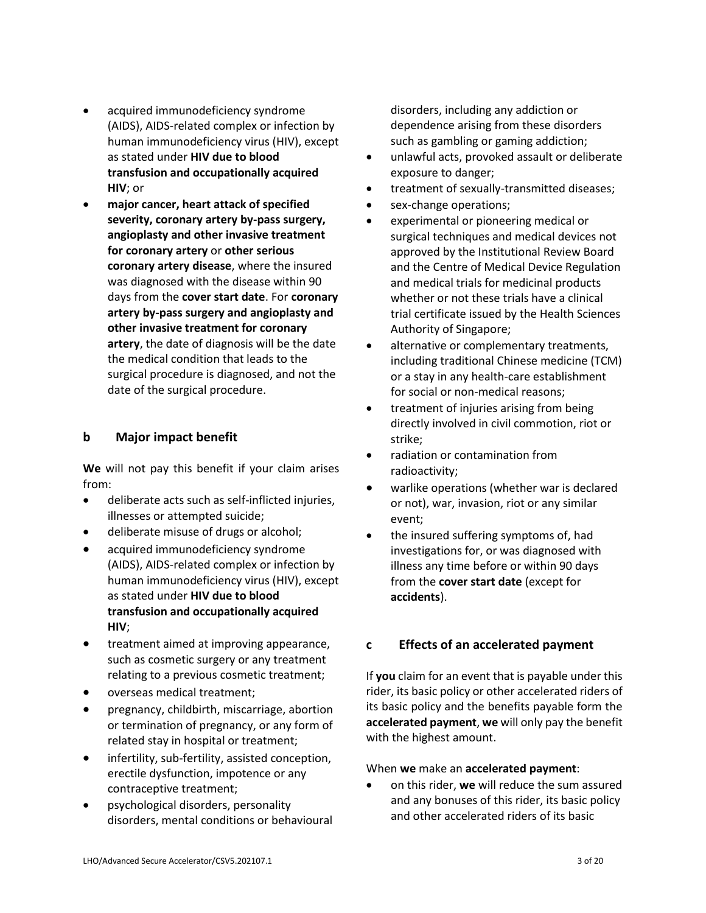- acquired immunodeficiency syndrome (AIDS), AIDS-related complex or infection by human immunodeficiency virus (HIV), except as stated under **HIV due to blood transfusion and occupationally acquired HIV**; or
- **major cancer, heart attack of specified severity, coronary artery by-pass surgery, angioplasty and other invasive treatment for coronary artery** or **other serious coronary artery disease**, where the insured was diagnosed with the disease within 90 days from the **cover start date**. For **coronary artery by-pass surgery and angioplasty and other invasive treatment for coronary artery**, the date of diagnosis will be the date the medical condition that leads to the surgical procedure is diagnosed, and not the date of the surgical procedure.

## b Major impact benefit

**We** will not pay this benefit if your claim arises from:

- deliberate acts such as self-inflicted injuries, illnesses or attempted suicide;
- deliberate misuse of drugs or alcohol;
- acquired immunodeficiency syndrome (AIDS), AIDS-related complex or infection by human immunodeficiency virus (HIV), except as stated under **HIV due to blood transfusion and occupationally acquired HIV**;
- treatment aimed at improving appearance, such as cosmetic surgery or any treatment relating to a previous cosmetic treatment;
- overseas medical treatment;
- pregnancy, childbirth, miscarriage, abortion or termination of pregnancy, or any form of related stay in hospital or treatment;
- infertility, sub-fertility, assisted conception, erectile dysfunction, impotence or any contraceptive treatment;
- psychological disorders, personality disorders, mental conditions or behavioural disorders, including any addiction or dependence arising from these disorders such as gambling or gaming addiction;
- unlawful acts, provoked assault or deliberate exposure to danger;
- treatment of sexually-transmitted diseases;
- sex-change operations;
- experimental or pioneering medical or surgical techniques and medical devices not approved by the Institutional Review Board and the Centre of Medical Device Regulation and medical trials for medicinal products whether or not these trials have a clinical trial certificate issued by the Health Sciences Authority of Singapore;
- alternative or complementary treatments, including traditional Chinese medicine (TCM) or a stay in any health-care establishment for social or non-medical reasons;
- treatment of injuries arising from being directly involved in civil commotion, riot or strike;
- radiation or contamination from radioactivity;
- warlike operations (whether war is declared or not), war, invasion, riot or any similar event;
- the insured suffering symptoms of, had investigations for, or was diagnosed with illness any time before or within 90 days from the **cover start date** (except for **accidents**).

## c Effects of an accelerated payment

If **you** claim for an event that is payable under this rider, its basic policy or other accelerated riders of its basic policy and the benefits payable form the **accelerated payment**, **we** will only pay the benefit with the highest amount.

When **we** make an **accelerated payment**:

- on this rider, **we** will reduce the sum assured and any bonuses of this rider, its basic policy and other accelerated riders of its basic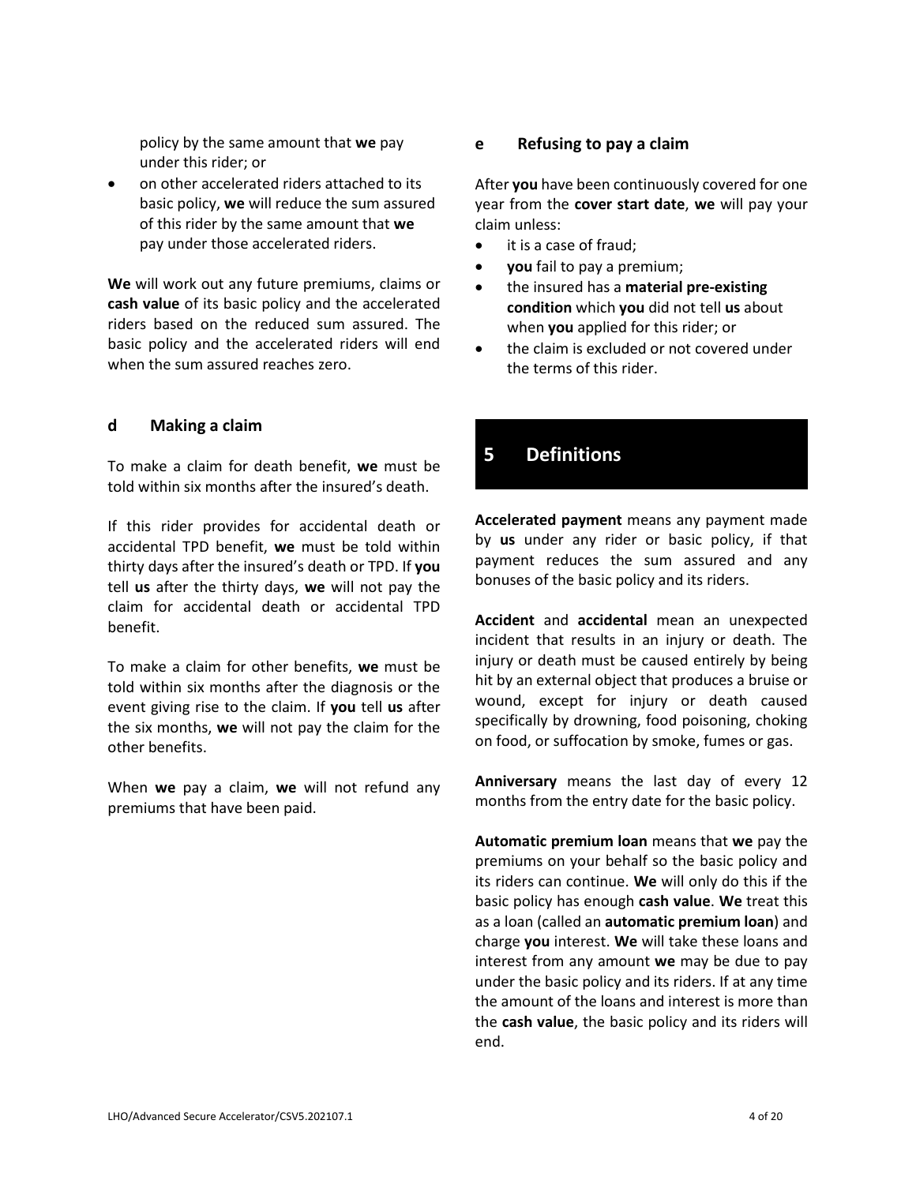policy by the same amount that **we** pay under this rider; or

- on other accelerated riders attached to its basic policy, **we** will reduce the sum assured of this rider by the same amount that **we** pay under those accelerated riders.

**We** will work out any future premiums, claims or **cash value** of its basic policy and the accelerated riders based on the reduced sum assured. The basic policy and the accelerated riders will end when the sum assured reaches zero.

### d Making a claim

To make a claim for death benefit, **we** must be told within six months after the insured's death.

If this rider provides for accidental death or accidental TPD benefit, **we** must be told within thirty days after the insured's death or TPD. If **you** tell **us** after the thirty days, **we** will not pay the claim for accidental death or accidental TPD benefit.

To make a claim for other benefits, **we** must be told within six months after the diagnosis or the event giving rise to the claim. If **you** tell **us** after the six months, **we** will not pay the claim for the other benefits.

When **we** pay a claim, **we** will not refund any premiums that have been paid.

### e Refusing to pay a claim

After **you** have been continuously covered for one year from the **cover start date**, **we** will pay your claim unless:

- it is a case of fraud;
- **you** fail to pay a premium;
- the insured has a **material pre-existing condition** which **you** did not tell **us** about when **you** applied for this rider; or
- the claim is excluded or not covered under the terms of this rider.

## 5 Definitions

**Accelerated payment** means any payment made by **us** under any rider or basic policy, if that payment reduces the sum assured and any bonuses of the basic policy and its riders.

**Accident** and **accidental** mean an unexpected incident that results in an injury or death. The injury or death must be caused entirely by being hit by an external object that produces a bruise or wound, except for injury or death caused specifically by drowning, food poisoning, choking on food, or suffocation by smoke, fumes or gas.

**Anniversary** means the last day of every 12 months from the entry date for the basic policy.

**Automatic premium loan** means that **we** pay the premiums on your behalf so the basic policy and its riders can continue. **We** will only do this if the basic policy has enough **cash value**. **We** treat this as a loan (called an **automatic premium loan**) and charge **you** interest. **We** will take these loans and interest from any amount **we** may be due to pay under the basic policy and its riders. If at any time the amount of the loans and interest is more than the **cash value**, the basic policy and its riders will end.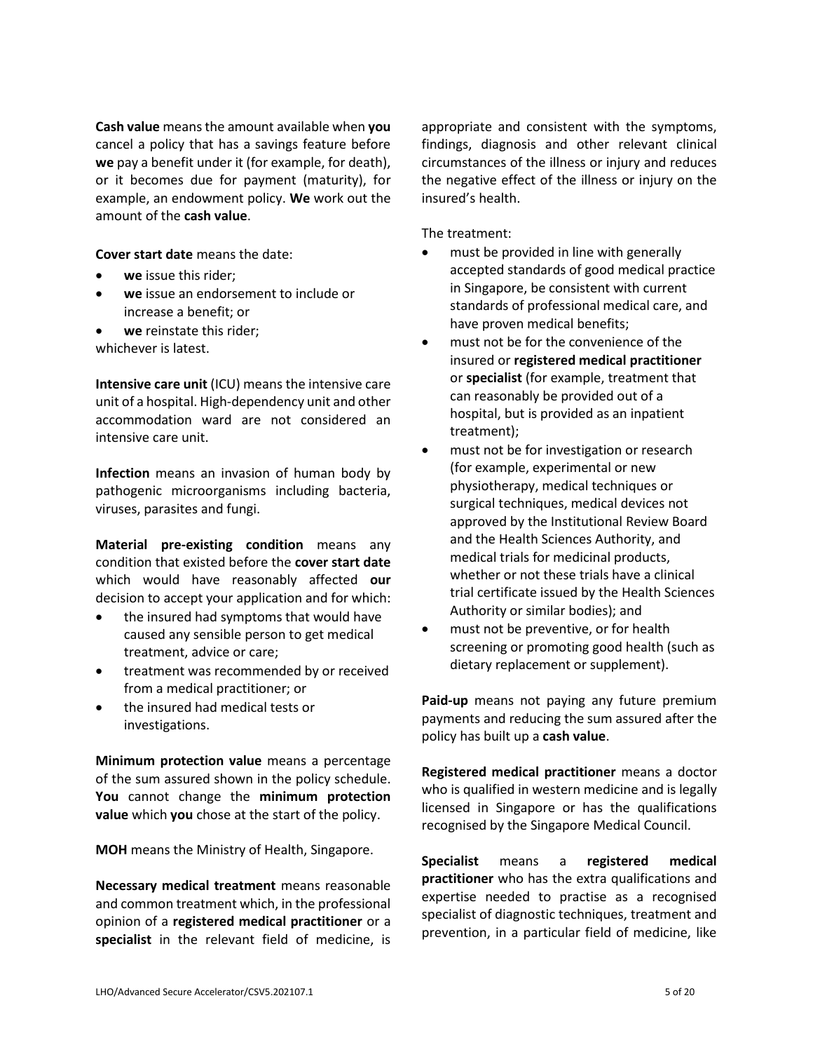**Cash value** means the amount available when **you** cancel a policy that has a savings feature before **we** pay a benefit under it (for example, for death), or it becomes due for payment (maturity), for example, an endowment policy. **We** work out the amount of the **cash value**.

**Cover start date** means the date:

- **we** issue this rider;
- **we** issue an endorsement to include or increase a benefit; or
- **we** reinstate this rider;

whichever is latest.

**Intensive care unit** (ICU) means the intensive care unit of a hospital. High-dependency unit and other accommodation ward are not considered an intensive care unit.

**Infection** means an invasion of human body by pathogenic microorganisms including bacteria, viruses, parasites and fungi.

**Material pre-existing condition** means any condition that existed before the **cover start date** which would have reasonably affected **our** decision to accept your application and for which:

- the insured had symptoms that would have caused any sensible person to get medical treatment, advice or care;
- treatment was recommended by or received from a medical practitioner; or
- the insured had medical tests or investigations.

**Minimum protection value** means a percentage of the sum assured shown in the policy schedule. **You** cannot change the **minimum protection value** which **you** chose at the start of the policy.

**MOH** means the Ministry of Health, Singapore.

**Necessary medical treatment** means reasonable and common treatment which, in the professional opinion of a **registered medical practitioner** or a **specialist** in the relevant field of medicine, is appropriate and consistent with the symptoms, findings, diagnosis and other relevant clinical circumstances of the illness or injury and reduces the negative effect of the illness or injury on the insured's health.

The treatment:

- must be provided in line with generally accepted standards of good medical practice in Singapore, be consistent with current standards of professional medical care, and have proven medical benefits;
- must not be for the convenience of the insured or **registered medical practitioner** or **specialist** (for example, treatment that can reasonably be provided out of a hospital, but is provided as an inpatient treatment);
- must not be for investigation or research (for example, experimental or new physiotherapy, medical techniques or surgical techniques, medical devices not approved by the Institutional Review Board and the Health Sciences Authority, and medical trials for medicinal products, whether or not these trials have a clinical trial certificate issued by the Health Sciences Authority or similar bodies); and
- must not be preventive, or for health screening or promoting good health (such as dietary replacement or supplement).

**Paid-up** means not paying any future premium payments and reducing the sum assured after the policy has built up a **cash value**.

**Registered medical practitioner** means a doctor who is qualified in western medicine and is legally licensed in Singapore or has the qualifications recognised by the Singapore Medical Council.

**Specialist** means a **registered medical practitioner** who has the extra qualifications and expertise needed to practise as a recognised specialist of diagnostic techniques, treatment and prevention, in a particular field of medicine, like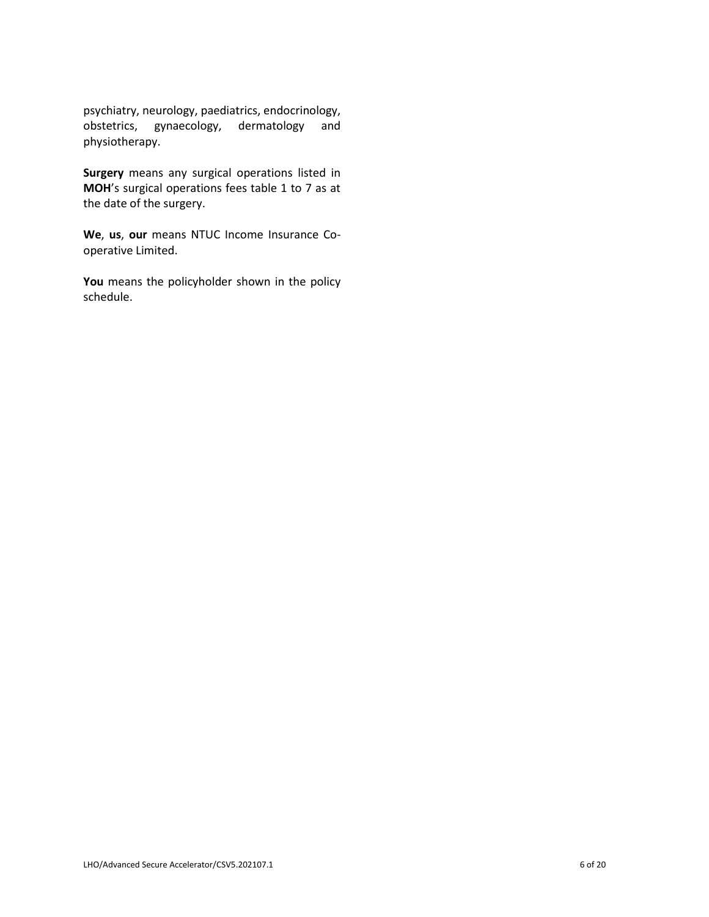psychiatry, neurology, paediatrics, endocrinology, obstetrics, gynaecology, dermatology and physiotherapy.

**Surgery** means any surgical operations listed in **MOH**'s surgical operations fees table 1 to 7 as at the date of the surgery.

**We**, **us**, **our** means NTUC Income Insurance Co-operative Limited.

**You** means the policyholder shown in the policy schedule.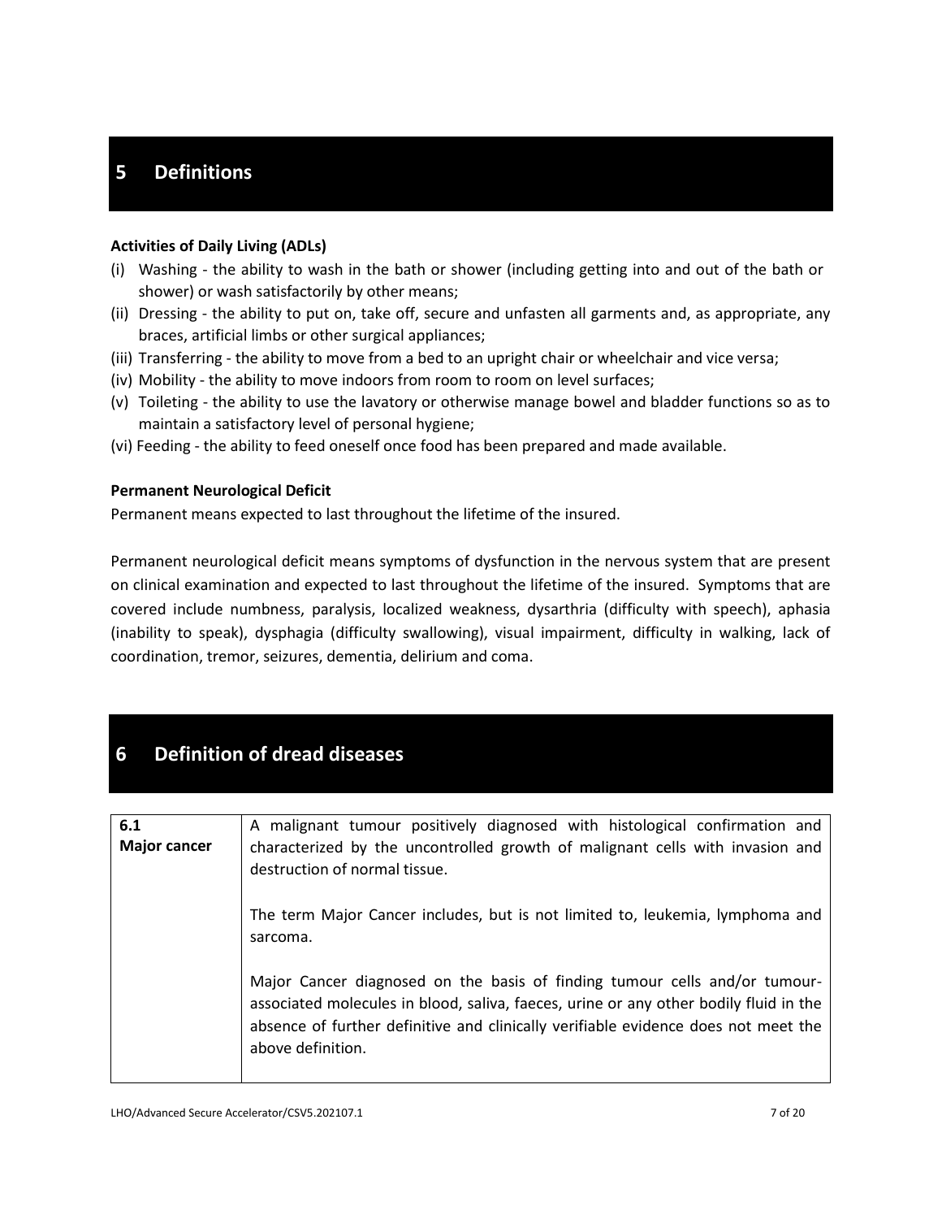# 5 Definitions

**Activities of Daily Living (ADLs)**

(i) Washing - the ability to wash in the bath or shower (including getting into and out of the bath or shower) or wash satisfactorily by other means;
(ii) Dressing - the ability to put on, take off, secure and unfasten all garments and, as appropriate, any braces, artificial limbs or other surgical appliances;
(iii) Transferring - the ability to move from a bed to an upright chair or wheelchair and vice versa;
(iv) Mobility - the ability to move indoors from room to room on level surfaces;
(v) Toileting - the ability to use the lavatory or otherwise manage bowel and bladder functions so as to maintain a satisfactory level of personal hygiene;
(vi) Feeding - the ability to feed oneself once food has been prepared and made available.

**Permanent Neurological Deficit**

Permanent means expected to last throughout the lifetime of the insured.

Permanent neurological deficit means symptoms of dysfunction in the nervous system that are present on clinical examination and expected to last throughout the lifetime of the insured. Symptoms that are covered include numbness, paralysis, localized weakness, dysarthria (difficulty with speech), aphasia (inability to speak), dysphagia (difficulty swallowing), visual impairment, difficulty in walking, lack of coordination, tremor, seizures, dementia, delirium and coma.

# 6 Definition of dread diseases

| | |
|---|---|
| **6.1 Major cancer** | A malignant tumour positively diagnosed with histological confirmation and characterized by the uncontrolled growth of malignant cells with invasion and destruction of normal tissue.<br><br>The term Major Cancer includes, but is not limited to, leukemia, lymphoma and sarcoma.<br><br>Major Cancer diagnosed on the basis of finding tumour cells and/or tumour-associated molecules in blood, saliva, faeces, urine or any other bodily fluid in the absence of further definitive and clinically verifiable evidence does not meet the above definition. |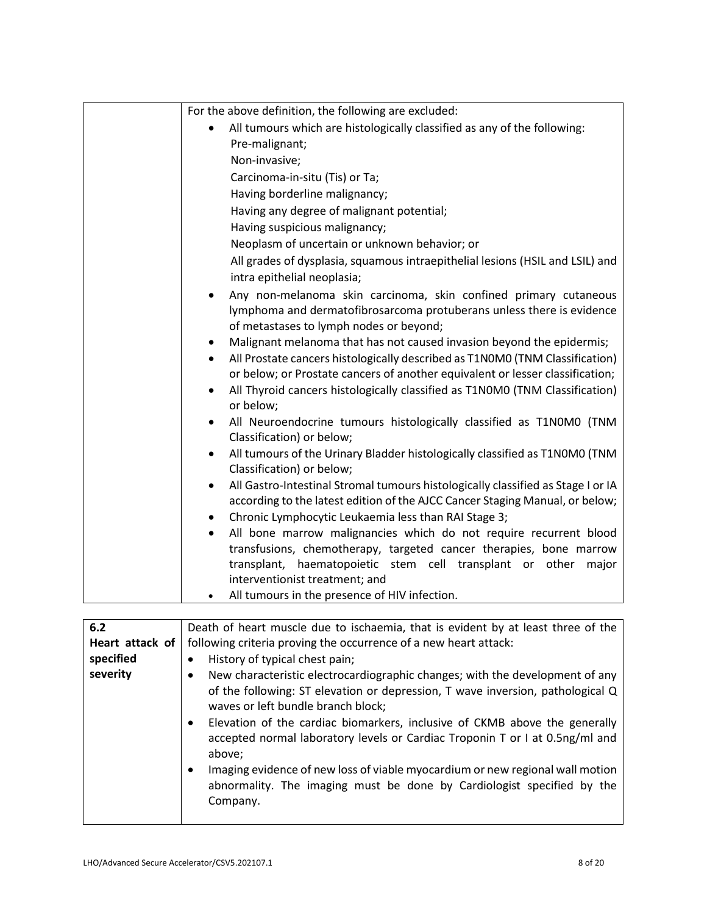| | |
|---|---|
| | For the above definition, the following are excluded:<br>• All tumours which are histologically classified as any of the following:<br>Pre-malignant;<br>Non-invasive;<br>Carcinoma-in-situ (Tis) or Ta;<br>Having borderline malignancy;<br>Having any degree of malignant potential;<br>Having suspicious malignancy;<br>Neoplasm of uncertain or unknown behavior; or<br>All grades of dysplasia, squamous intraepithelial lesions (HSIL and LSIL) and intra epithelial neoplasia;<br>• Any non-melanoma skin carcinoma, skin confined primary cutaneous lymphoma and dermatofibrosarcoma protuberans unless there is evidence of metastases to lymph nodes or beyond;<br>• Malignant melanoma that has not caused invasion beyond the epidermis;<br>• All Prostate cancers histologically described as T1N0M0 (TNM Classification) or below; or Prostate cancers of another equivalent or lesser classification;<br>• All Thyroid cancers histologically classified as T1N0M0 (TNM Classification) or below;<br>• All Neuroendocrine tumours histologically classified as T1N0M0 (TNM Classification) or below;<br>• All tumours of the Urinary Bladder histologically classified as T1N0M0 (TNM Classification) or below;<br>• All Gastro-Intestinal Stromal tumours histologically classified as Stage I or IA according to the latest edition of the AJCC Cancer Staging Manual, or below;<br>• Chronic Lymphocytic Leukaemia less than RAI Stage 3;<br>• All bone marrow malignancies which do not require recurrent blood transfusions, chemotherapy, targeted cancer therapies, bone marrow transplant, haematopoietic stem cell transplant or other major interventionist treatment; and<br>• All tumours in the presence of HIV infection. |

| | |
|---|---|
| **6.2 Heart attack of specified severity** | Death of heart muscle due to ischaemia, that is evident by at least three of the following criteria proving the occurrence of a new heart attack:<br>• History of typical chest pain;<br>• New characteristic electrocardiographic changes; with the development of any of the following: ST elevation or depression, T wave inversion, pathological Q waves or left bundle branch block;<br>• Elevation of the cardiac biomarkers, inclusive of CKMB above the generally accepted normal laboratory levels or Cardiac Troponin T or I at 0.5ng/ml and above;<br>• Imaging evidence of new loss of viable myocardium or new regional wall motion abnormality. The imaging must be done by Cardiologist specified by the Company. |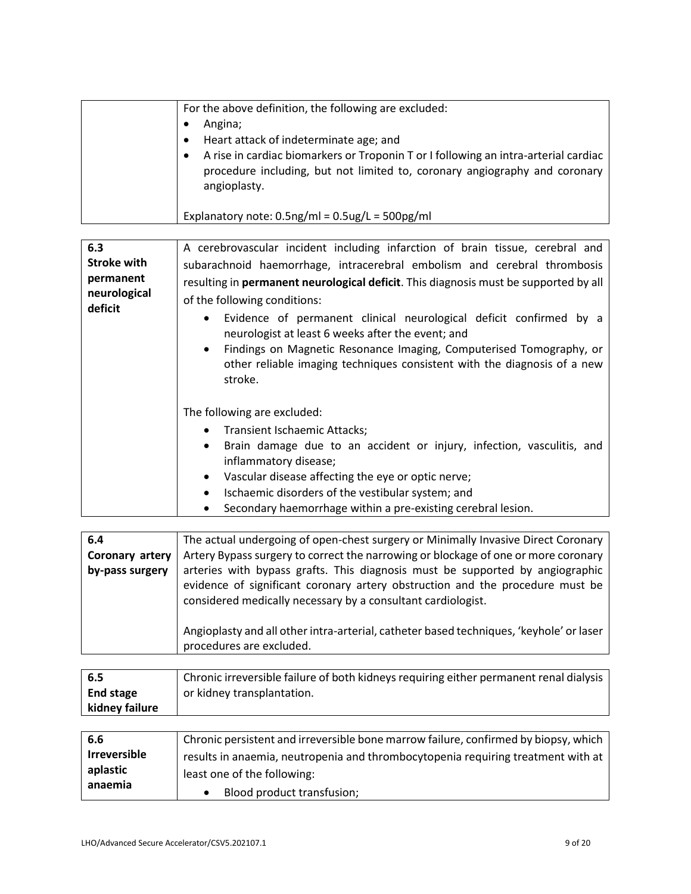| | For the above definition, the following are excluded:<br>• Angina;<br>• Heart attack of indeterminate age; and<br>• A rise in cardiac biomarkers or Troponin T or I following an intra-arterial cardiac procedure including, but not limited to, coronary angiography and coronary angioplasty.<br><br>Explanatory note: 0.5ng/ml = 0.5ug/L = 500pg/ml |
|---|---|

| **6.3 Stroke with permanent neurological deficit** | A cerebrovascular incident including infarction of brain tissue, cerebral and subarachnoid haemorrhage, intracerebral embolism and cerebral thrombosis resulting in **permanent neurological deficit**. This diagnosis must be supported by all of the following conditions:<br>• Evidence of permanent clinical neurological deficit confirmed by a neurologist at least 6 weeks after the event; and<br>• Findings on Magnetic Resonance Imaging, Computerised Tomography, or other reliable imaging techniques consistent with the diagnosis of a new stroke.<br><br>The following are excluded:<br>• Transient Ischaemic Attacks;<br>• Brain damage due to an accident or injury, infection, vasculitis, and inflammatory disease;<br>• Vascular disease affecting the eye or optic nerve;<br>• Ischaemic disorders of the vestibular system; and<br>• Secondary haemorrhage within a pre-existing cerebral lesion. |
|---|---|

| **6.4 Coronary artery by-pass surgery** | The actual undergoing of open-chest surgery or Minimally Invasive Direct Coronary Artery Bypass surgery to correct the narrowing or blockage of one or more coronary arteries with bypass grafts. This diagnosis must be supported by angiographic evidence of significant coronary artery obstruction and the procedure must be considered medically necessary by a consultant cardiologist.<br><br>Angioplasty and all other intra-arterial, catheter based techniques, 'keyhole' or laser procedures are excluded. |
|---|---|

| **6.5 End stage kidney failure** | Chronic irreversible failure of both kidneys requiring either permanent renal dialysis or kidney transplantation. |
|---|---|

| **6.6 Irreversible aplastic anaemia** | Chronic persistent and irreversible bone marrow failure, confirmed by biopsy, which results in anaemia, neutropenia and thrombocytopenia requiring treatment with at least one of the following:<br>• Blood product transfusion; |
|---|---|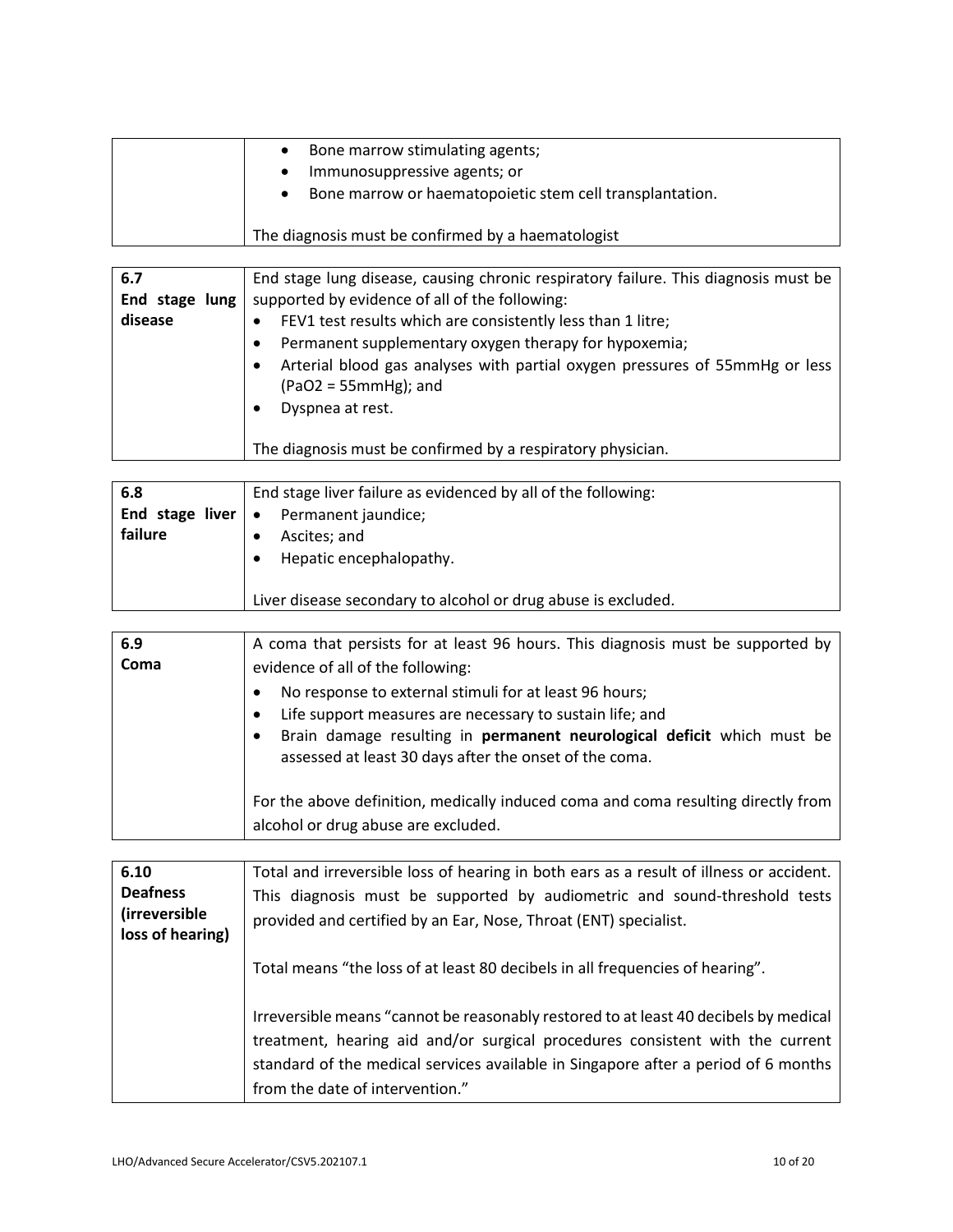| | |
|---|---|
| | • Bone marrow stimulating agents;<br>• Immunosuppressive agents; or<br>• Bone marrow or haematopoietic stem cell transplantation.<br><br>The diagnosis must be confirmed by a haematologist |

| | |
|---|---|
| **6.7**<br>**End stage lung disease** | End stage lung disease, causing chronic respiratory failure. This diagnosis must be supported by evidence of all of the following:<br>• FEV1 test results which are consistently less than 1 litre;<br>• Permanent supplementary oxygen therapy for hypoxemia;<br>• Arterial blood gas analyses with partial oxygen pressures of 55mmHg or less ($PaO_2$ = 55mmHg); and<br>• Dyspnea at rest.<br><br>The diagnosis must be confirmed by a respiratory physician. |

| | |
|---|---|
| **6.8**<br>**End stage liver failure** | End stage liver failure as evidenced by all of the following:<br>• Permanent jaundice;<br>• Ascites; and<br>• Hepatic encephalopathy.<br><br>Liver disease secondary to alcohol or drug abuse is excluded. |

| | |
|---|---|
| **6.9**<br>**Coma** | A coma that persists for at least 96 hours. This diagnosis must be supported by evidence of all of the following:<br>• No response to external stimuli for at least 96 hours;<br>• Life support measures are necessary to sustain life; and<br>• Brain damage resulting in **permanent neurological deficit** which must be assessed at least 30 days after the onset of the coma.<br><br>For the above definition, medically induced coma and coma resulting directly from alcohol or drug abuse are excluded. |

| | |
|---|---|
| **6.10**<br>**Deafness (irreversible loss of hearing)** | Total and irreversible loss of hearing in both ears as a result of illness or accident. This diagnosis must be supported by audiometric and sound-threshold tests provided and certified by an Ear, Nose, Throat (ENT) specialist.<br><br>Total means "the loss of at least 80 decibels in all frequencies of hearing".<br><br>Irreversible means "cannot be reasonably restored to at least 40 decibels by medical treatment, hearing aid and/or surgical procedures consistent with the current standard of the medical services available in Singapore after a period of 6 months from the date of intervention." |

LHO/Advanced Secure Accelerator/CSV5.202107.1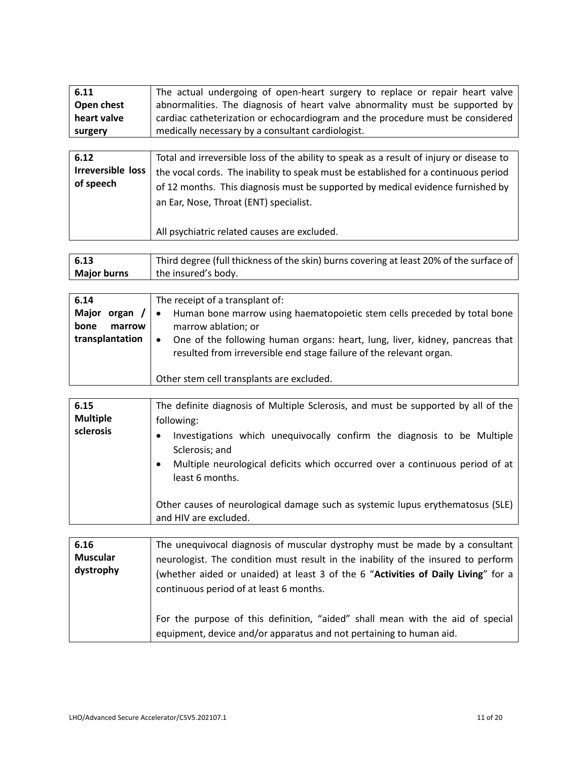| | |
|---|---|
| **6.11 Open chest heart valve surgery** | The actual undergoing of open-heart surgery to replace or repair heart valve abnormalities. The diagnosis of heart valve abnormality must be supported by cardiac catheterization or echocardiogram and the procedure must be considered medically necessary by a consultant cardiologist. |

| | |
|---|---|
| **6.12 Irreversible loss of speech** | Total and irreversible loss of the ability to speak as a result of injury or disease to the vocal cords. The inability to speak must be established for a continuous period of 12 months. This diagnosis must be supported by medical evidence furnished by an Ear, Nose, Throat (ENT) specialist.<br><br>All psychiatric related causes are excluded. |

| | |
|---|---|
| **6.13 Major burns** | Third degree (full thickness of the skin) burns covering at least 20% of the surface of the insured's body. |

| | |
|---|---|
| **6.14 Major organ / bone marrow transplantation** | The receipt of a transplant of:<br>• Human bone marrow using haematopoietic stem cells preceded by total bone marrow ablation; or<br>• One of the following human organs: heart, lung, liver, kidney, pancreas that resulted from irreversible end stage failure of the relevant organ.<br><br>Other stem cell transplants are excluded. |

| | |
|---|---|
| **6.15 Multiple sclerosis** | The definite diagnosis of Multiple Sclerosis, and must be supported by all of the following:<br>• Investigations which unequivocally confirm the diagnosis to be Multiple Sclerosis; and<br>• Multiple neurological deficits which occurred over a continuous period of at least 6 months.<br><br>Other causes of neurological damage such as systemic lupus erythematosus (SLE) and HIV are excluded. |

| | |
|---|---|
| **6.16 Muscular dystrophy** | The unequivocal diagnosis of muscular dystrophy must be made by a consultant neurologist. The condition must result in the inability of the insured to perform (whether aided or unaided) at least 3 of the 6 "**Activities of Daily Living**" for a continuous period of at least 6 months.<br><br>For the purpose of this definition, "aided" shall mean with the aid of special equipment, device and/or apparatus and not pertaining to human aid. |

LHO/Advanced Secure Accelerator/CSV5.202107.1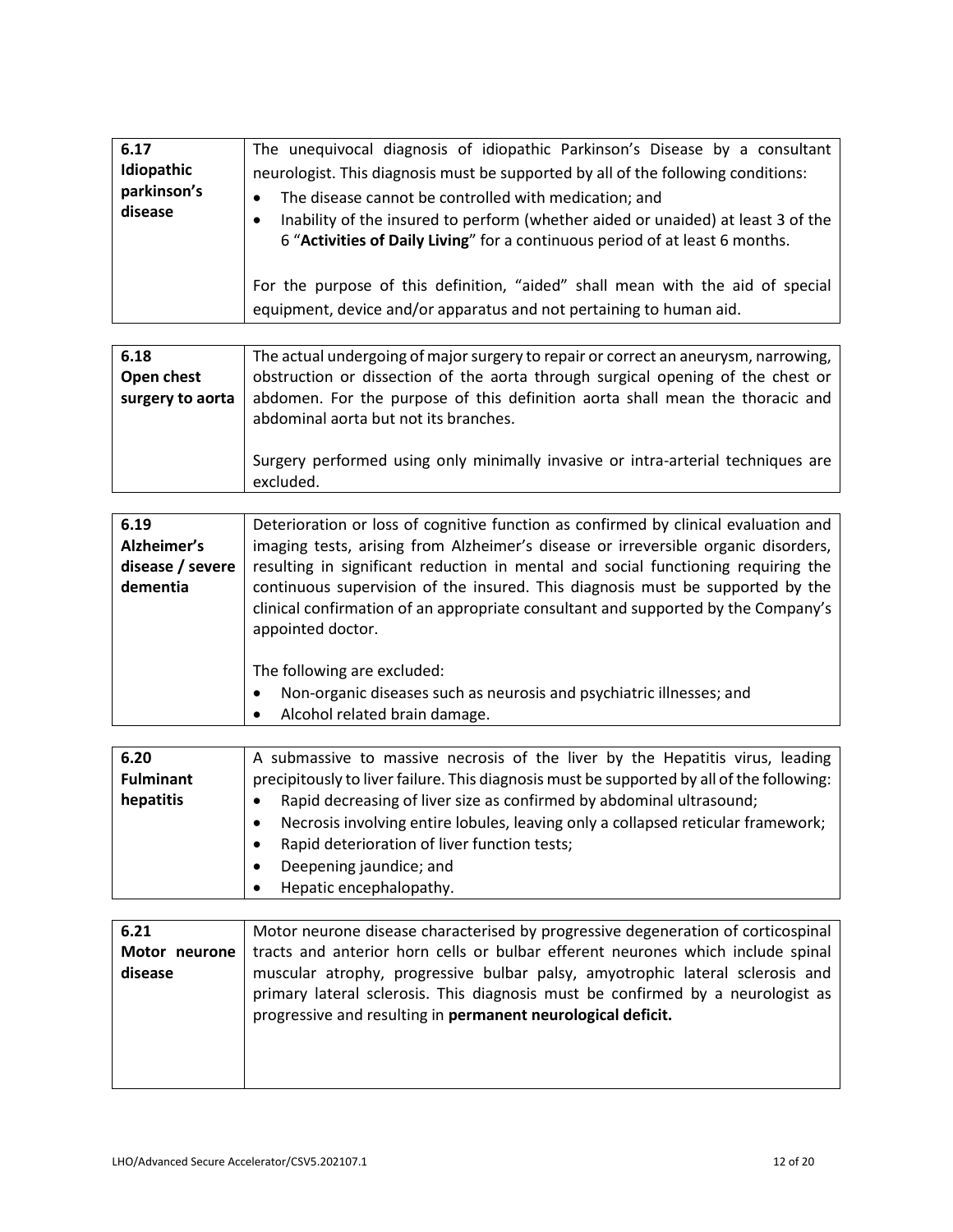| | |
|---|---|
| **6.17 Idiopathic parkinson's disease** | The unequivocal diagnosis of idiopathic Parkinson's Disease by a consultant neurologist. This diagnosis must be supported by all of the following conditions:<br>• The disease cannot be controlled with medication; and<br>• Inability of the insured to perform (whether aided or unaided) at least 3 of the 6 "**Activities of Daily Living**" for a continuous period of at least 6 months.<br><br>For the purpose of this definition, "aided" shall mean with the aid of special equipment, device and/or apparatus and not pertaining to human aid. |

| | |
|---|---|
| **6.18 Open chest surgery to aorta** | The actual undergoing of major surgery to repair or correct an aneurysm, narrowing, obstruction or dissection of the aorta through surgical opening of the chest or abdomen. For the purpose of this definition aorta shall mean the thoracic and abdominal aorta but not its branches.<br><br>Surgery performed using only minimally invasive or intra-arterial techniques are excluded. |

| | |
|---|---|
| **6.19 Alzheimer's disease / severe dementia** | Deterioration or loss of cognitive function as confirmed by clinical evaluation and imaging tests, arising from Alzheimer's disease or irreversible organic disorders, resulting in significant reduction in mental and social functioning requiring the continuous supervision of the insured. This diagnosis must be supported by the clinical confirmation of an appropriate consultant and supported by the Company's appointed doctor.<br><br>The following are excluded:<br>• Non-organic diseases such as neurosis and psychiatric illnesses; and<br>• Alcohol related brain damage. |

| | |
|---|---|
| **6.20 Fulminant hepatitis** | A submassive to massive necrosis of the liver by the Hepatitis virus, leading precipitously to liver failure. This diagnosis must be supported by all of the following:<br>• Rapid decreasing of liver size as confirmed by abdominal ultrasound;<br>• Necrosis involving entire lobules, leaving only a collapsed reticular framework;<br>• Rapid deterioration of liver function tests;<br>• Deepening jaundice; and<br>• Hepatic encephalopathy. |

| | |
|---|---|
| **6.21 Motor neurone disease** | Motor neurone disease characterised by progressive degeneration of corticospinal tracts and anterior horn cells or bulbar efferent neurones which include spinal muscular atrophy, progressive bulbar palsy, amyotrophic lateral sclerosis and primary lateral sclerosis. This diagnosis must be confirmed by a neurologist as progressive and resulting in **permanent neurological deficit.** |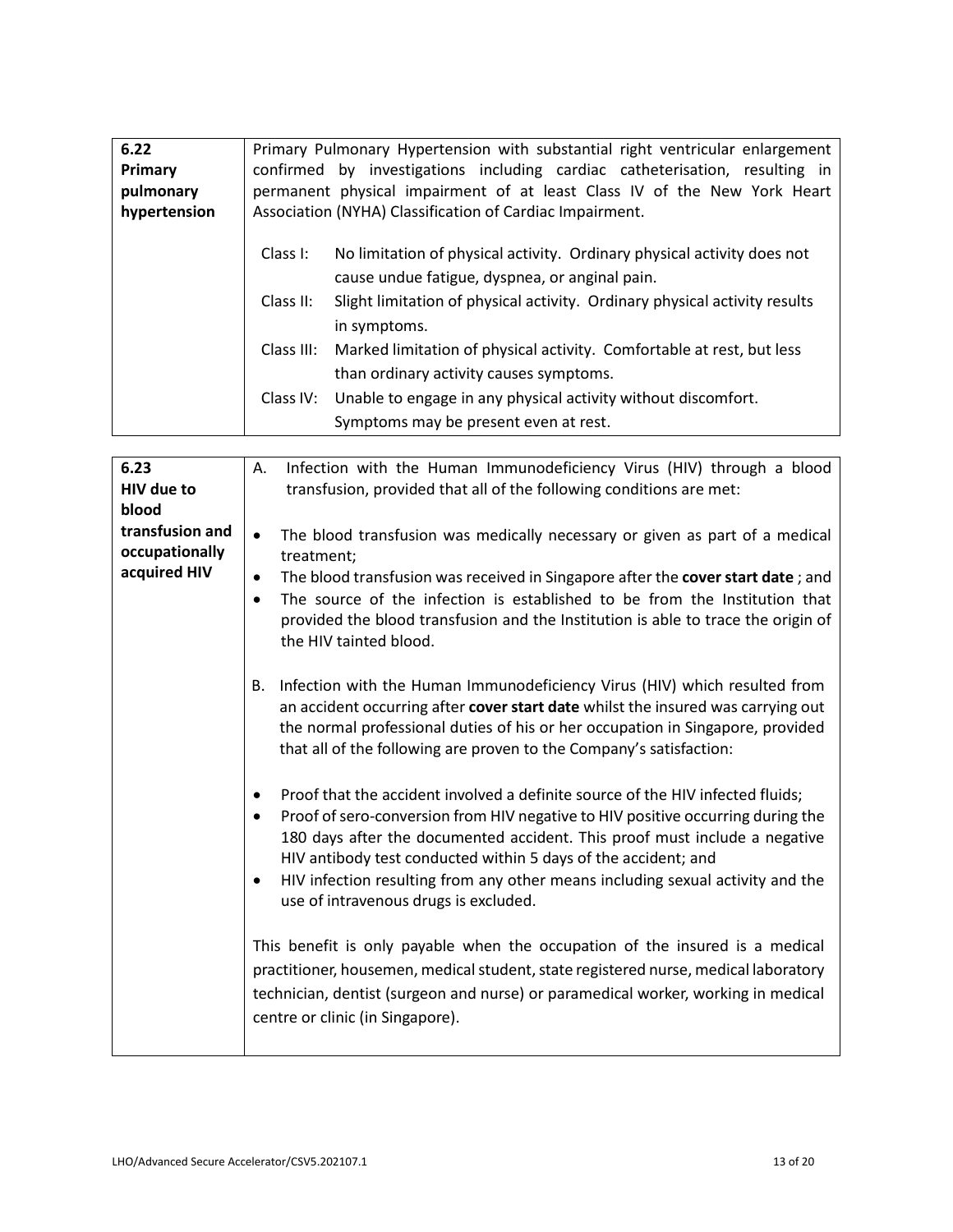| 6.22 **Primary pulmonary hypertension** | Primary Pulmonary Hypertension with substantial right ventricular enlargement confirmed by investigations including cardiac catheterisation, resulting in permanent physical impairment of at least Class IV of the New York Heart Association (NYHA) Classification of Cardiac Impairment.<br><br>Class I: No limitation of physical activity. Ordinary physical activity does not cause undue fatigue, dyspnea, or anginal pain.<br>Class II: Slight limitation of physical activity. Ordinary physical activity results in symptoms.<br>Class III: Marked limitation of physical activity. Comfortable at rest, but less than ordinary activity causes symptoms.<br>Class IV: Unable to engage in any physical activity without discomfort. Symptoms may be present even at rest. |
|---|---|

| 6.23 **HIV due to blood transfusion and occupationally acquired HIV** | A. Infection with the Human Immunodeficiency Virus (HIV) through a blood transfusion, provided that all of the following conditions are met:<br><br>• The blood transfusion was medically necessary or given as part of a medical treatment;<br>• The blood transfusion was received in Singapore after the **cover start date** ; and<br>• The source of the infection is established to be from the Institution that provided the blood transfusion and the Institution is able to trace the origin of the HIV tainted blood.<br><br>B. Infection with the Human Immunodeficiency Virus (HIV) which resulted from an accident occurring after **cover start date** whilst the insured was carrying out the normal professional duties of his or her occupation in Singapore, provided that all of the following are proven to the Company's satisfaction:<br><br>• Proof that the accident involved a definite source of the HIV infected fluids;<br>• Proof of sero-conversion from HIV negative to HIV positive occurring during the 180 days after the documented accident. This proof must include a negative HIV antibody test conducted within 5 days of the accident; and<br>• HIV infection resulting from any other means including sexual activity and the use of intravenous drugs is excluded.<br><br>This benefit is only payable when the occupation of the insured is a medical practitioner, housemen, medical student, state registered nurse, medical laboratory technician, dentist (surgeon and nurse) or paramedical worker, working in medical centre or clinic (in Singapore). |
|---|---|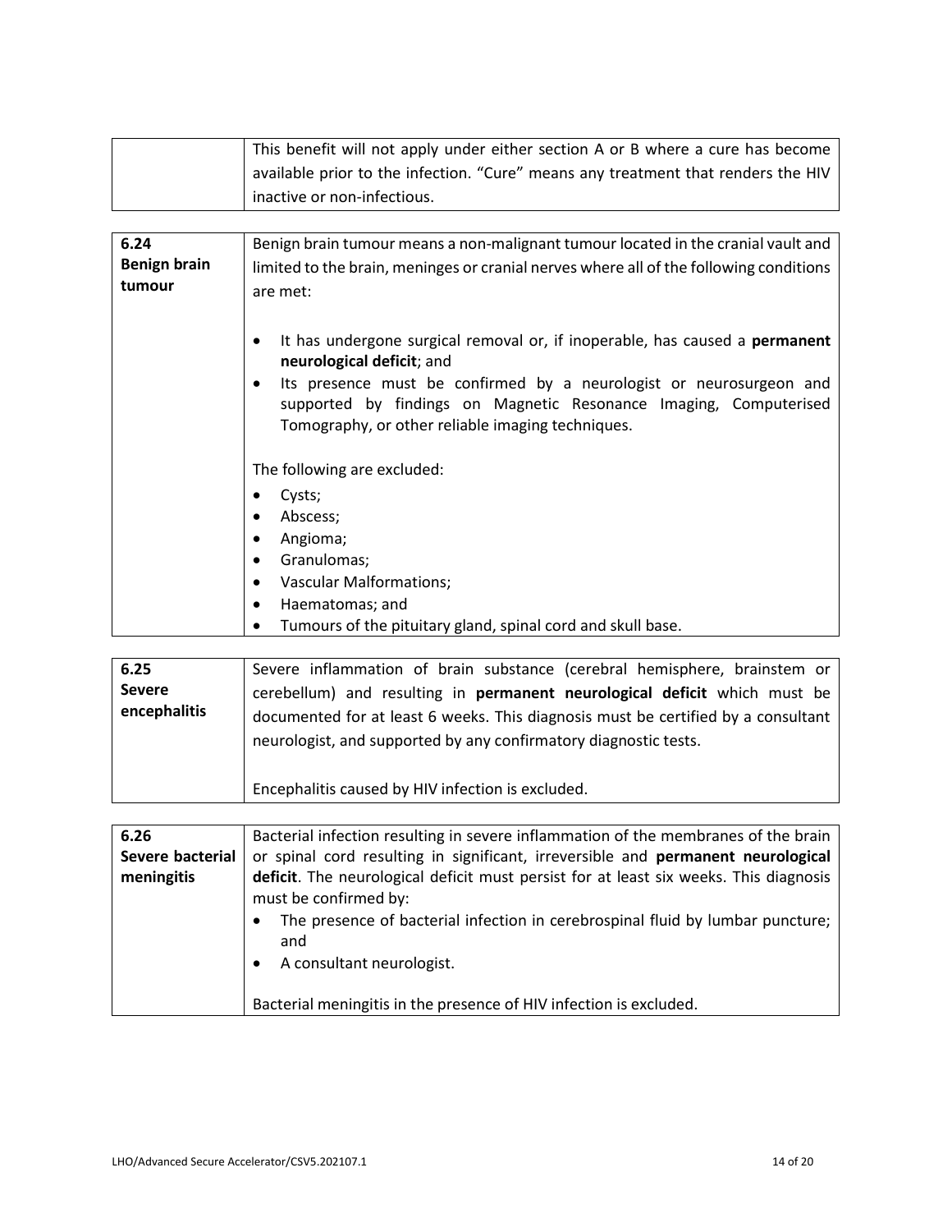|  | This benefit will not apply under either section A or B where a cure has become available prior to the infection. "Cure" means any treatment that renders the HIV inactive or non-infectious. |
|---|---|

| **6.24 Benign brain tumour** | Benign brain tumour means a non-malignant tumour located in the cranial vault and limited to the brain, meninges or cranial nerves where all of the following conditions are met:<br><br>• It has undergone surgical removal or, if inoperable, has caused a **permanent neurological deficit**; and<br>• Its presence must be confirmed by a neurologist or neurosurgeon and supported by findings on Magnetic Resonance Imaging, Computerised Tomography, or other reliable imaging techniques.<br><br>The following are excluded:<br>• Cysts;<br>• Abscess;<br>• Angioma;<br>• Granulomas;<br>• Vascular Malformations;<br>• Haematomas; and<br>• Tumours of the pituitary gland, spinal cord and skull base. |
|---|---|

| **6.25 Severe encephalitis** | Severe inflammation of brain substance (cerebral hemisphere, brainstem or cerebellum) and resulting in **permanent neurological deficit** which must be documented for at least 6 weeks. This diagnosis must be certified by a consultant neurologist, and supported by any confirmatory diagnostic tests.<br><br>Encephalitis caused by HIV infection is excluded. |
|---|---|

| **6.26 Severe bacterial meningitis** | Bacterial infection resulting in severe inflammation of the membranes of the brain or spinal cord resulting in significant, irreversible and **permanent neurological deficit**. The neurological deficit must persist for at least six weeks. This diagnosis must be confirmed by:<br>• The presence of bacterial infection in cerebrospinal fluid by lumbar puncture; and<br>• A consultant neurologist.<br><br>Bacterial meningitis in the presence of HIV infection is excluded. |
|---|---|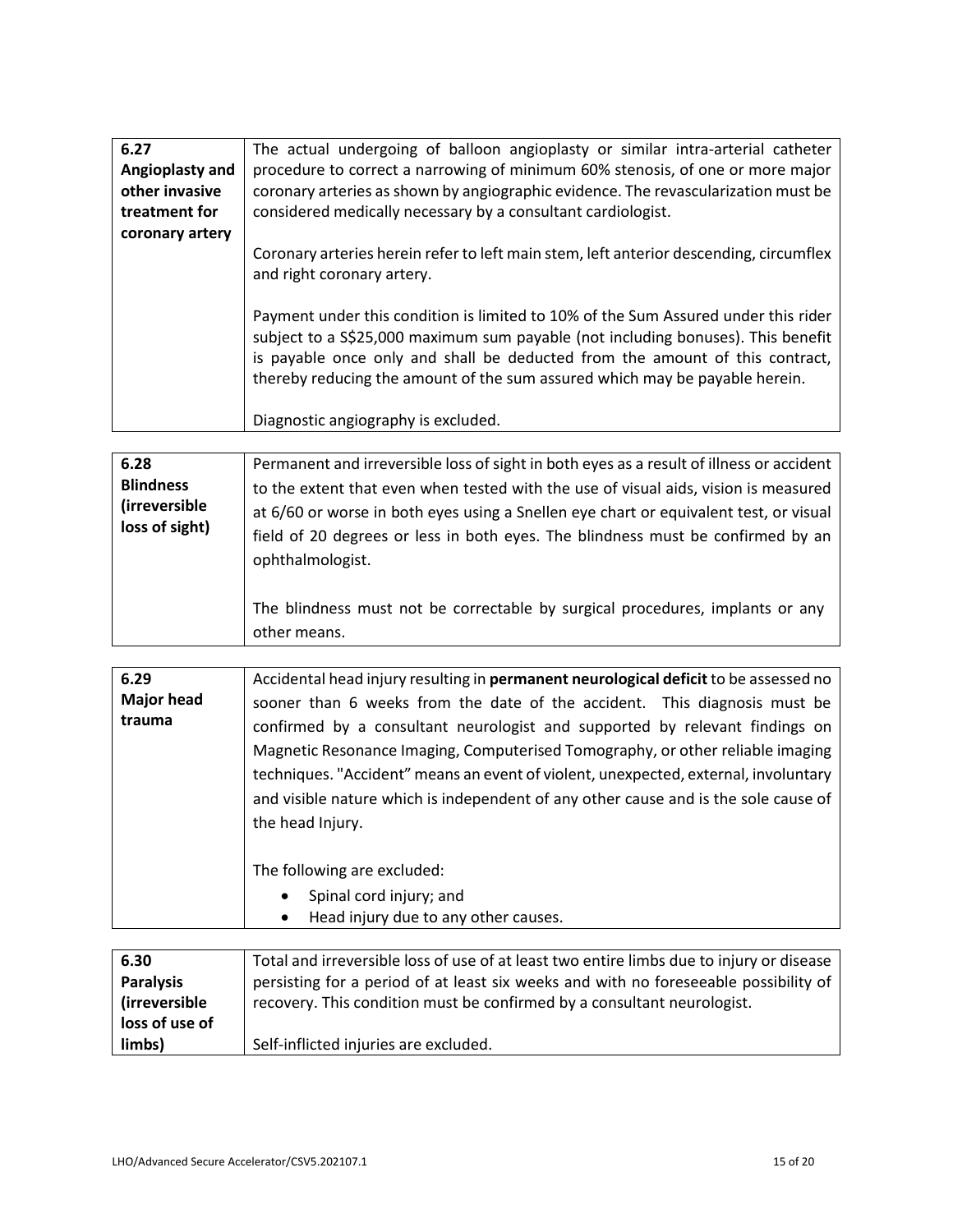| 6.27 Angioplasty and other invasive treatment for coronary artery | The actual undergoing of balloon angioplasty or similar intra-arterial catheter procedure to correct a narrowing of minimum 60% stenosis, of one or more major coronary arteries as shown by angiographic evidence. The revascularization must be considered medically necessary by a consultant cardiologist.<br><br>Coronary arteries herein refer to left main stem, left anterior descending, circumflex and right coronary artery.<br><br>Payment under this condition is limited to 10% of the Sum Assured under this rider subject to a S$25,000 maximum sum payable (not including bonuses). This benefit is payable once only and shall be deducted from the amount of this contract, thereby reducing the amount of the sum assured which may be payable herein.<br><br>Diagnostic angiography is excluded. |
|---|---|

| 6.28 Blindness (irreversible loss of sight) | Permanent and irreversible loss of sight in both eyes as a result of illness or accident to the extent that even when tested with the use of visual aids, vision is measured at 6/60 or worse in both eyes using a Snellen eye chart or equivalent test, or visual field of 20 degrees or less in both eyes. The blindness must be confirmed by an ophthalmologist.<br><br>The blindness must not be correctable by surgical procedures, implants or any other means. |
|---|---|

| 6.29 Major head trauma | Accidental head injury resulting in **permanent neurological deficit** to be assessed no sooner than 6 weeks from the date of the accident. This diagnosis must be confirmed by a consultant neurologist and supported by relevant findings on Magnetic Resonance Imaging, Computerised Tomography, or other reliable imaging techniques. "Accident" means an event of violent, unexpected, external, involuntary and visible nature which is independent of any other cause and is the sole cause of the head Injury.<br><br>The following are excluded:<br>• Spinal cord injury; and<br>• Head injury due to any other causes. |
|---|---|

| 6.30 Paralysis (irreversible loss of use of limbs) | Total and irreversible loss of use of at least two entire limbs due to injury or disease persisting for a period of at least six weeks and with no foreseeable possibility of recovery. This condition must be confirmed by a consultant neurologist.<br><br>Self-inflicted injuries are excluded. |
|---|---|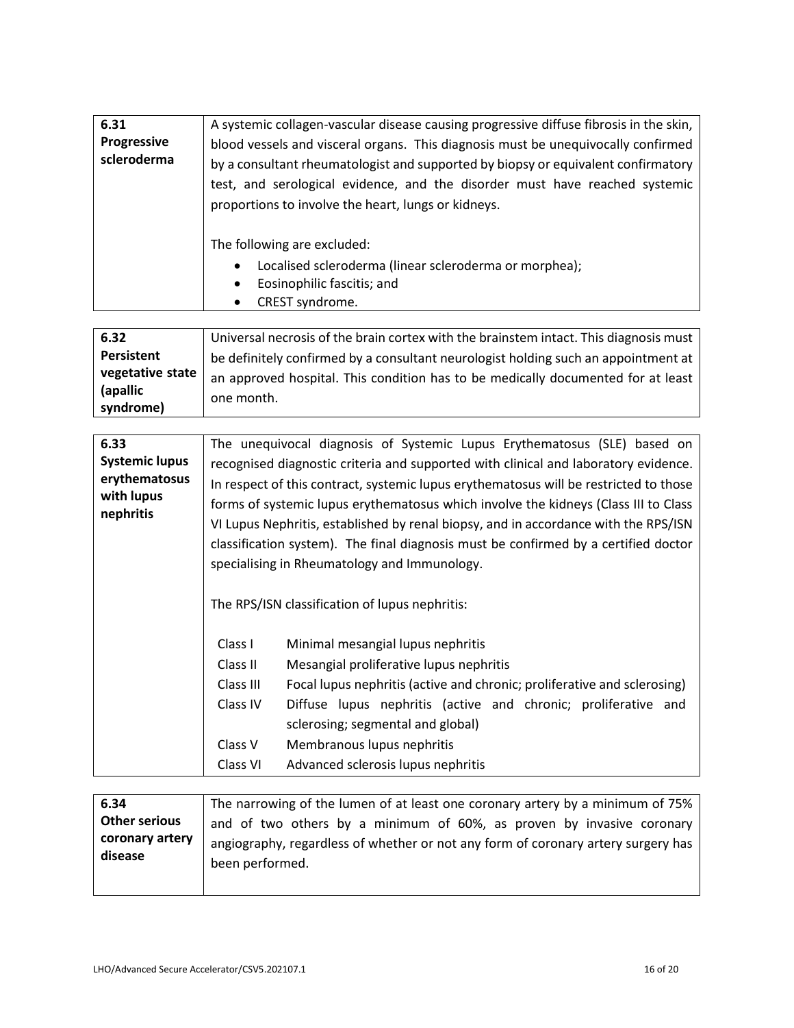| | |
|---|---|
| **6.31 Progressive scleroderma** | A systemic collagen-vascular disease causing progressive diffuse fibrosis in the skin, blood vessels and visceral organs. This diagnosis must be unequivocally confirmed by a consultant rheumatologist and supported by biopsy or equivalent confirmatory test, and serological evidence, and the disorder must have reached systemic proportions to involve the heart, lungs or kidneys.<br><br>The following are excluded:<br>• Localised scleroderma (linear scleroderma or morphea);<br>• Eosinophilic fascitis; and<br>• CREST syndrome. |

| | |
|---|---|
| **6.32 Persistent vegetative state (apallic syndrome)** | Universal necrosis of the brain cortex with the brainstem intact. This diagnosis must be definitely confirmed by a consultant neurologist holding such an appointment at an approved hospital. This condition has to be medically documented for at least one month. |

| | |
|---|---|
| **6.33 Systemic lupus erythematosus with lupus nephritis** | The unequivocal diagnosis of Systemic Lupus Erythematosus (SLE) based on recognised diagnostic criteria and supported with clinical and laboratory evidence. In respect of this contract, systemic lupus erythematosus will be restricted to those forms of systemic lupus erythematosus which involve the kidneys (Class III to Class VI Lupus Nephritis, established by renal biopsy, and in accordance with the RPS/ISN classification system). The final diagnosis must be confirmed by a certified doctor specialising in Rheumatology and Immunology.<br><br>The RPS/ISN classification of lupus nephritis:<br><br>Class I — Minimal mesangial lupus nephritis<br>Class II — Mesangial proliferative lupus nephritis<br>Class III — Focal lupus nephritis (active and chronic; proliferative and sclerosing)<br>Class IV — Diffuse lupus nephritis (active and chronic; proliferative and sclerosing; segmental and global)<br>Class V — Membranous lupus nephritis<br>Class VI — Advanced sclerosis lupus nephritis |

| | |
|---|---|
| **6.34 Other serious coronary artery disease** | The narrowing of the lumen of at least one coronary artery by a minimum of 75% and of two others by a minimum of 60%, as proven by invasive coronary angiography, regardless of whether or not any form of coronary artery surgery has been performed. |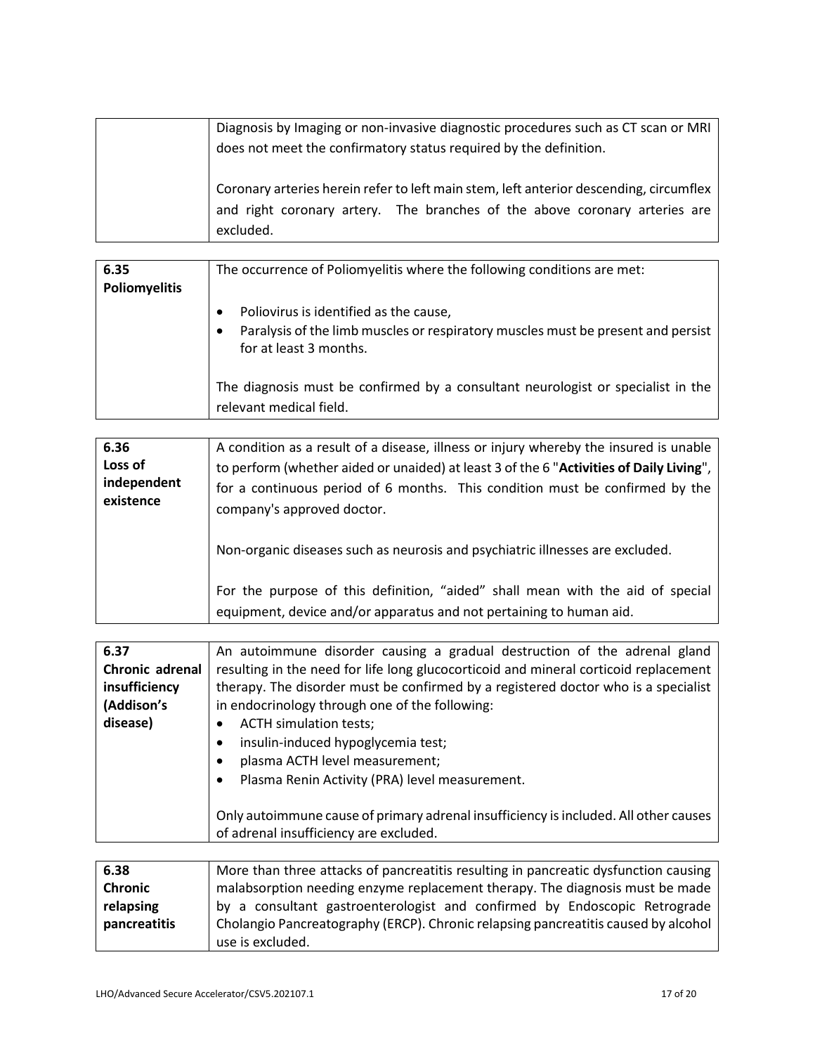| | |
|---|---|
| | Diagnosis by Imaging or non-invasive diagnostic procedures such as CT scan or MRI does not meet the confirmatory status required by the definition.<br><br>Coronary arteries herein refer to left main stem, left anterior descending, circumflex and right coronary artery. The branches of the above coronary arteries are excluded. |

| | |
|---|---|
| **6.35 Poliomyelitis** | The occurrence of Poliomyelitis where the following conditions are met:<br><br>• Poliovirus is identified as the cause,<br>• Paralysis of the limb muscles or respiratory muscles must be present and persist for at least 3 months.<br><br>The diagnosis must be confirmed by a consultant neurologist or specialist in the relevant medical field. |

| | |
|---|---|
| **6.36 Loss of independent existence** | A condition as a result of a disease, illness or injury whereby the insured is unable to perform (whether aided or unaided) at least 3 of the 6 "**Activities of Daily Living**", for a continuous period of 6 months. This condition must be confirmed by the company's approved doctor.<br><br>Non-organic diseases such as neurosis and psychiatric illnesses are excluded.<br><br>For the purpose of this definition, "aided" shall mean with the aid of special equipment, device and/or apparatus and not pertaining to human aid. |

| | |
|---|---|
| **6.37 Chronic adrenal insufficiency (Addison's disease)** | An autoimmune disorder causing a gradual destruction of the adrenal gland resulting in the need for life long glucocorticoid and mineral corticoid replacement therapy. The disorder must be confirmed by a registered doctor who is a specialist in endocrinology through one of the following:<br>• ACTH simulation tests;<br>• insulin-induced hypoglycemia test;<br>• plasma ACTH level measurement;<br>• Plasma Renin Activity (PRA) level measurement.<br><br>Only autoimmune cause of primary adrenal insufficiency is included. All other causes of adrenal insufficiency are excluded. |

| | |
|---|---|
| **6.38 Chronic relapsing pancreatitis** | More than three attacks of pancreatitis resulting in pancreatic dysfunction causing malabsorption needing enzyme replacement therapy. The diagnosis must be made by a consultant gastroenterologist and confirmed by Endoscopic Retrograde Cholangio Pancreatography (ERCP). Chronic relapsing pancreatitis caused by alcohol use is excluded. |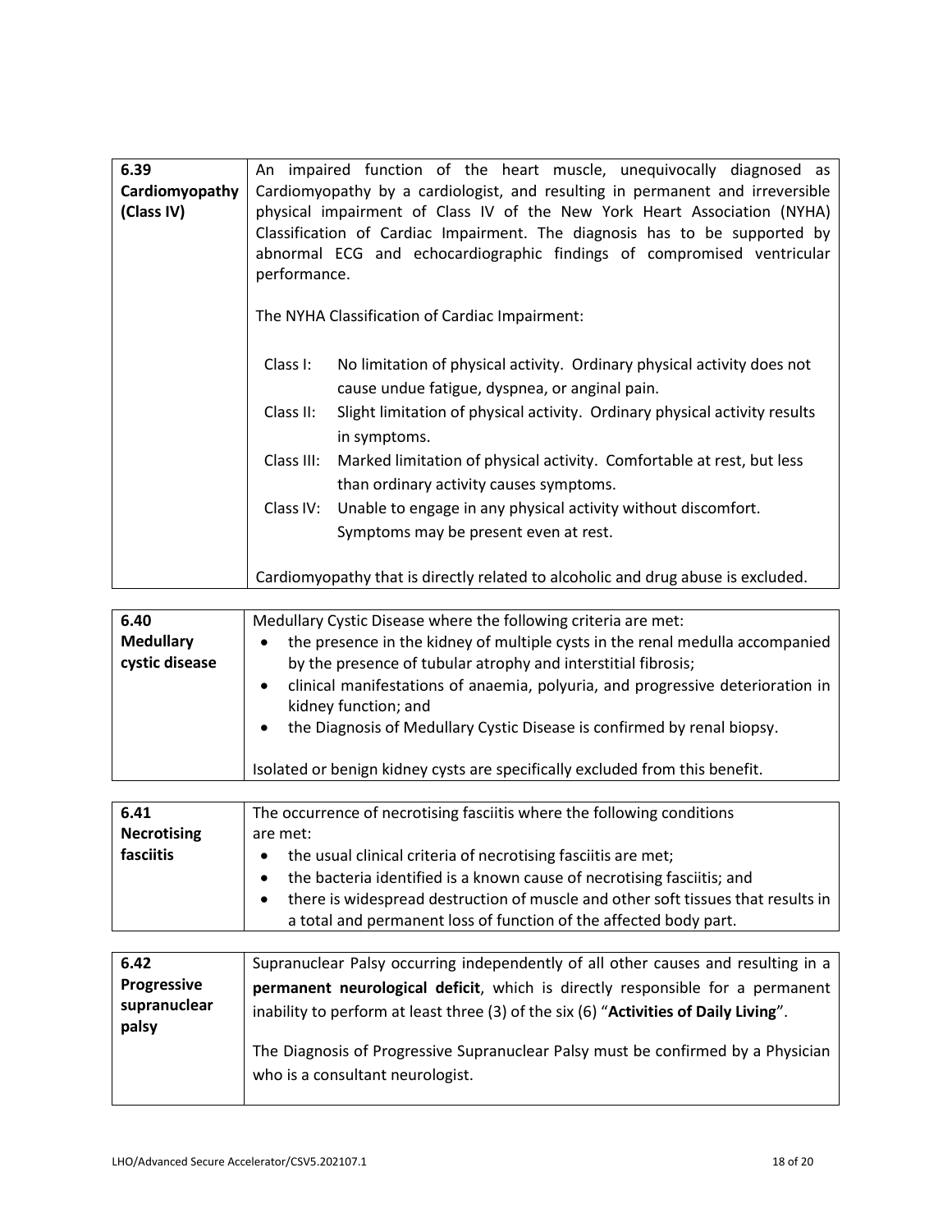| 6.39 **Cardiomyopathy (Class IV)** | An impaired function of the heart muscle, unequivocally diagnosed as Cardiomyopathy by a cardiologist, and resulting in permanent and irreversible physical impairment of Class IV of the New York Heart Association (NYHA) Classification of Cardiac Impairment. The diagnosis has to be supported by abnormal ECG and echocardiographic findings of compromised ventricular performance.<br><br>The NYHA Classification of Cardiac Impairment:<br><br>Class I: No limitation of physical activity. Ordinary physical activity does not cause undue fatigue, dyspnea, or anginal pain.<br>Class II: Slight limitation of physical activity. Ordinary physical activity results in symptoms.<br>Class III: Marked limitation of physical activity. Comfortable at rest, but less than ordinary activity causes symptoms.<br>Class IV: Unable to engage in any physical activity without discomfort. Symptoms may be present even at rest.<br><br>Cardiomyopathy that is directly related to alcoholic and drug abuse is excluded. |
|---|---|

| 6.40 **Medullary cystic disease** | Medullary Cystic Disease where the following criteria are met:<br>• the presence in the kidney of multiple cysts in the renal medulla accompanied by the presence of tubular atrophy and interstitial fibrosis;<br>• clinical manifestations of anaemia, polyuria, and progressive deterioration in kidney function; and<br>• the Diagnosis of Medullary Cystic Disease is confirmed by renal biopsy.<br><br>Isolated or benign kidney cysts are specifically excluded from this benefit. |
|---|---|

| 6.41 **Necrotising fasciitis** | The occurrence of necrotising fasciitis where the following conditions are met:<br>• the usual clinical criteria of necrotising fasciitis are met;<br>• the bacteria identified is a known cause of necrotising fasciitis; and<br>• there is widespread destruction of muscle and other soft tissues that results in a total and permanent loss of function of the affected body part. |
|---|---|

| 6.42 **Progressive supranuclear palsy** | Supranuclear Palsy occurring independently of all other causes and resulting in a **permanent neurological deficit**, which is directly responsible for a permanent inability to perform at least three (3) of the six (6) "**Activities of Daily Living**".<br><br>The Diagnosis of Progressive Supranuclear Palsy must be confirmed by a Physician who is a consultant neurologist. |
|---|---|

LHO/Advanced Secure Accelerator/CSV5.202107.1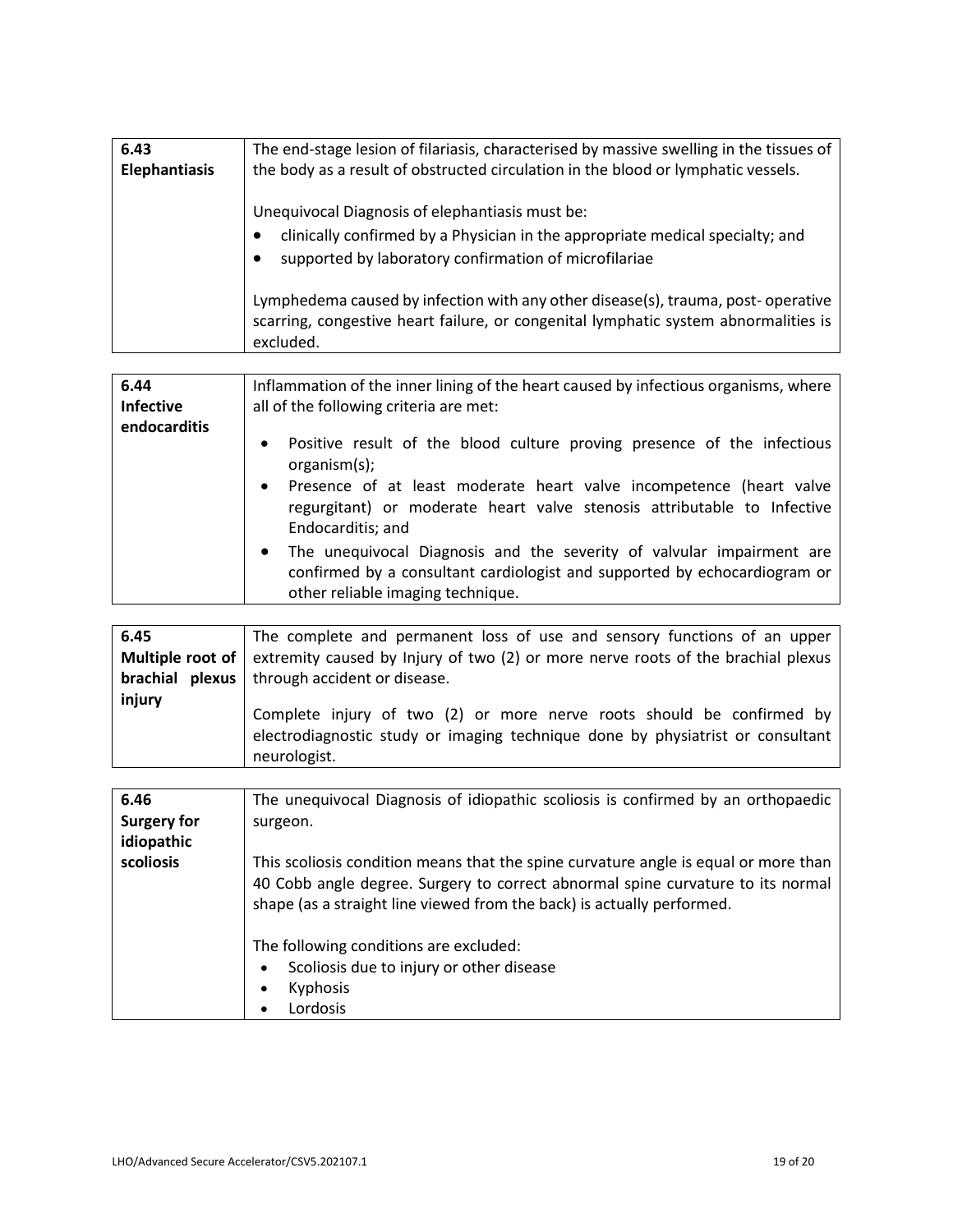| 6.43 Elephantiasis | The end-stage lesion of filariasis, characterised by massive swelling in the tissues of the body as a result of obstructed circulation in the blood or lymphatic vessels.<br><br>Unequivocal Diagnosis of elephantiasis must be:<br>• clinically confirmed by a Physician in the appropriate medical specialty; and<br>• supported by laboratory confirmation of microfilariae<br><br>Lymphedema caused by infection with any other disease(s), trauma, post- operative scarring, congestive heart failure, or congenital lymphatic system abnormalities is excluded. |
|---|---|

| 6.44 Infective endocarditis | Inflammation of the inner lining of the heart caused by infectious organisms, where all of the following criteria are met:<br><br>• Positive result of the blood culture proving presence of the infectious organism(s);<br>• Presence of at least moderate heart valve incompetence (heart valve regurgitant) or moderate heart valve stenosis attributable to Infective Endocarditis; and<br>• The unequivocal Diagnosis and the severity of valvular impairment are confirmed by a consultant cardiologist and supported by echocardiogram or other reliable imaging technique. |
|---|---|

| 6.45 Multiple root of brachial plexus injury | The complete and permanent loss of use and sensory functions of an upper extremity caused by Injury of two (2) or more nerve roots of the brachial plexus through accident or disease.<br><br>Complete injury of two (2) or more nerve roots should be confirmed by electrodiagnostic study or imaging technique done by physiatrist or consultant neurologist. |
|---|---|

| 6.46 Surgery for idiopathic scoliosis | The unequivocal Diagnosis of idiopathic scoliosis is confirmed by an orthopaedic surgeon.<br><br>This scoliosis condition means that the spine curvature angle is equal or more than 40 Cobb angle degree. Surgery to correct abnormal spine curvature to its normal shape (as a straight line viewed from the back) is actually performed.<br><br>The following conditions are excluded:<br>• Scoliosis due to injury or other disease<br>• Kyphosis<br>• Lordosis |
|---|---|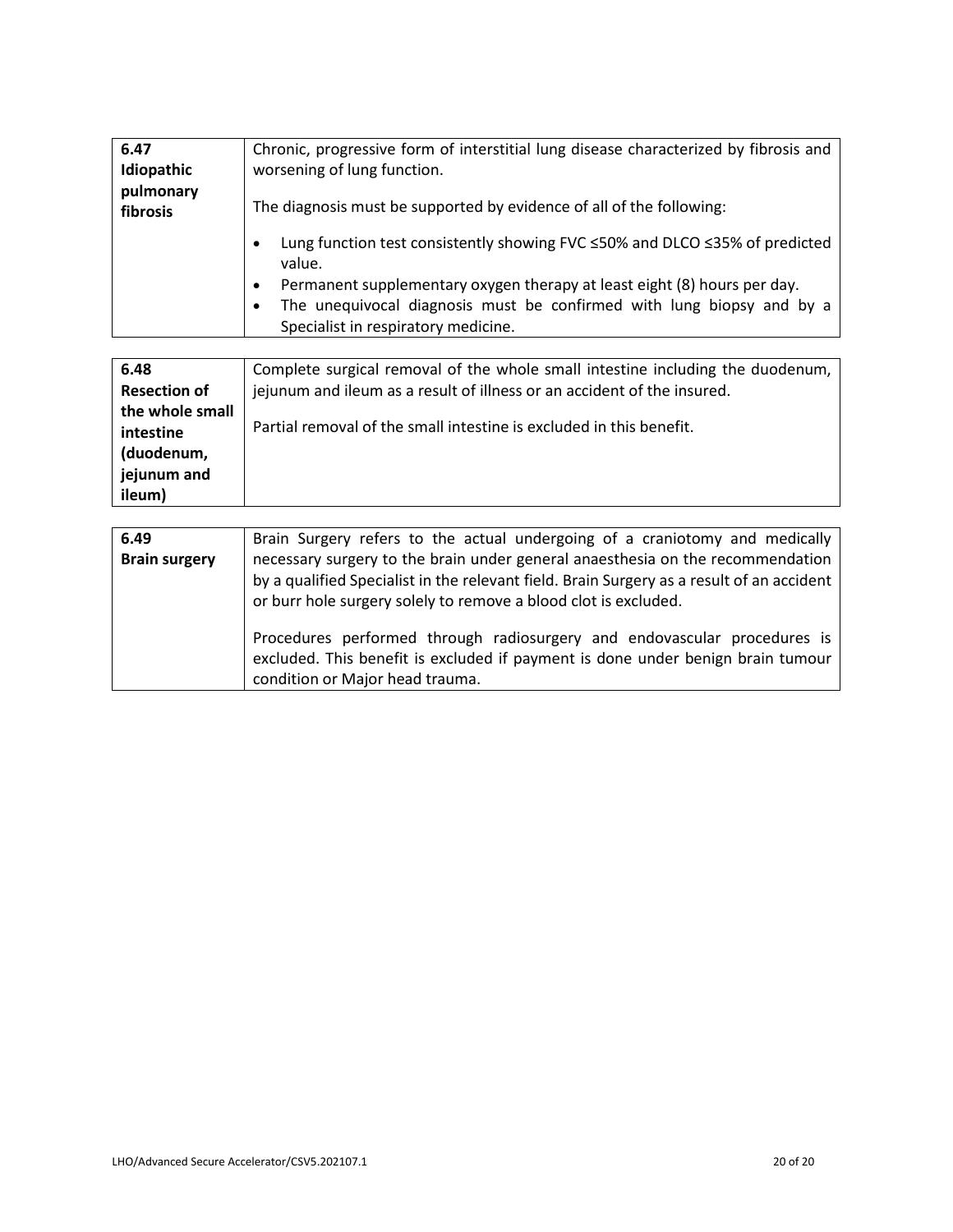| | |
|---|---|
| **6.47 Idiopathic pulmonary fibrosis** | Chronic, progressive form of interstitial lung disease characterized by fibrosis and worsening of lung function.<br><br>The diagnosis must be supported by evidence of all of the following:<br><br>• Lung function test consistently showing FVC ≤50% and DLCO ≤35% of predicted value.<br>• Permanent supplementary oxygen therapy at least eight (8) hours per day.<br>• The unequivocal diagnosis must be confirmed with lung biopsy and by a Specialist in respiratory medicine. |

| | |
|---|---|
| **6.48 Resection of the whole small intestine (duodenum, jejunum and ileum)** | Complete surgical removal of the whole small intestine including the duodenum, jejunum and ileum as a result of illness or an accident of the insured.<br><br>Partial removal of the small intestine is excluded in this benefit. |

| | |
|---|---|
| **6.49 Brain surgery** | Brain Surgery refers to the actual undergoing of a craniotomy and medically necessary surgery to the brain under general anaesthesia on the recommendation by a qualified Specialist in the relevant field. Brain Surgery as a result of an accident or burr hole surgery solely to remove a blood clot is excluded.<br><br>Procedures performed through radiosurgery and endovascular procedures is excluded. This benefit is excluded if payment is done under benign brain tumour condition or Major head trauma. |